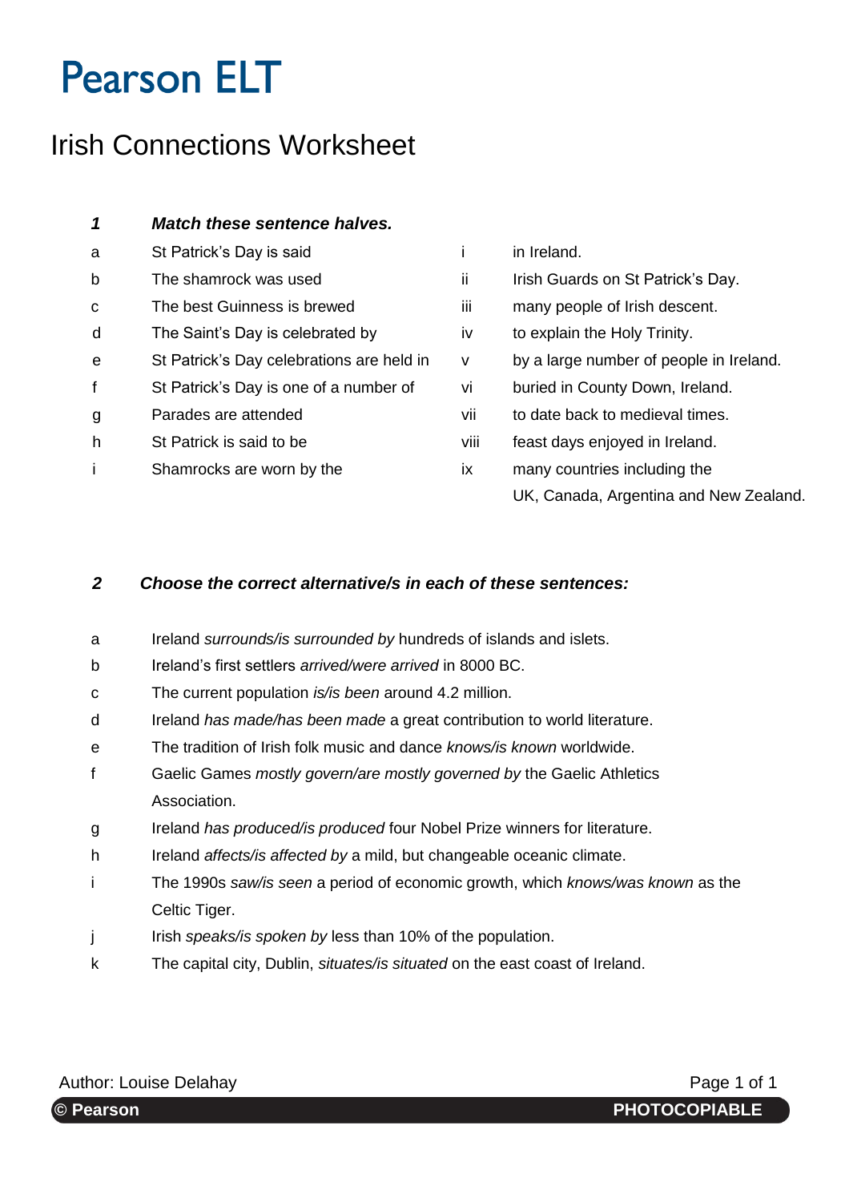# Pearson ELT

## Irish Connections Worksheet

### 1 *Match these sentence halves.*

| | | | |
|---|---|---|---|
| a | St Patrick's Day is said | i | in Ireland. |
| b | The shamrock was used | ii | Irish Guards on St Patrick's Day. |
| c | The best Guinness is brewed | iii | many people of Irish descent. |
| d | The Saint's Day is celebrated by | iv | to explain the Holy Trinity. |
| e | St Patrick's Day celebrations are held in | v | by a large number of people in Ireland. |
| f | St Patrick's Day is one of a number of | vi | buried in County Down, Ireland. |
| g | Parades are attended | vii | to date back to medieval times. |
| h | St Patrick is said to be | viii | feast days enjoyed in Ireland. |
| i | Shamrocks are worn by the | ix | many countries including the UK, Canada, Argentina and New Zealand. |

### 2 *Choose the correct alternative/s in each of these sentences:*

a Ireland *surrounds/is surrounded by* hundreds of islands and islets.

b Ireland's first settlers *arrived/were arrived* in 8000 BC.

c The current population *is/is been* around 4.2 million.

d Ireland *has made/has been made* a great contribution to world literature.

e The tradition of Irish folk music and dance *knows/is known* worldwide.

f Gaelic Games *mostly govern/are mostly governed by* the Gaelic Athletics Association.

g Ireland *has produced/is produced* four Nobel Prize winners for literature.

h Ireland *affects/is affected by* a mild, but changeable oceanic climate.

i The 1990s *saw/is seen* a period of economic growth, which *knows/was known* as the Celtic Tiger.

j Irish *speaks/is spoken by* less than 10% of the population.

k The capital city, Dublin, *situates/is situated* on the east coast of Ireland.

Author: Louise Delahay

© Pearson PHOTOCOPIABLE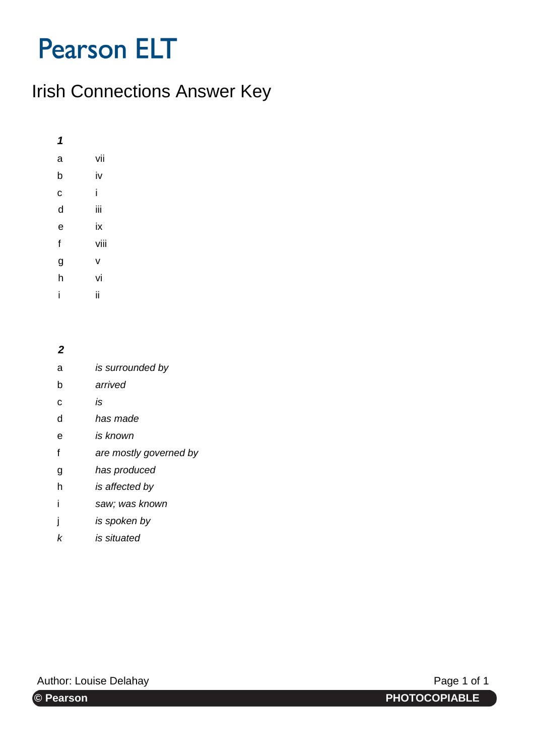# Pearson ELT

## Irish Connections Answer Key

***1***

| | |
|---|---|
| a | vii |
| b | iv |
| c | i |
| d | iii |
| e | ix |
| f | viii |
| g | v |
| h | vi |
| i | ii |

***2***

| | |
|---|---|
| a | *is surrounded by* |
| b | *arrived* |
| c | *is* |
| d | *has made* |
| e | *is known* |
| f | *are mostly governed by* |
| g | *has produced* |
| h | *is affected by* |
| i | *saw; was known* |
| j | *is spoken by* |
| *k* | *is situated* |

Author: Louise Delahay

© Pearson PHOTOCOPIABLE